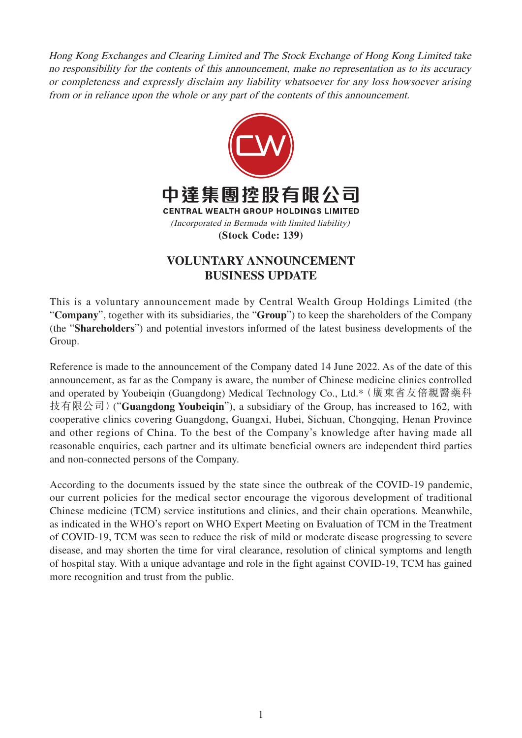*Hong Kong Exchanges and Clearing Limited and The Stock Exchange of Hong Kong Limited take no responsibility for the contents of this announcement, make no representation as to its accuracy or completeness and expressly disclaim any liability whatsoever for any loss howsoever arising from or in reliance upon the whole or any part of the contents of this announcement.*

**中達集團控股有限公司**

**CENTRAL WEALTH GROUP HOLDINGS LIMITED**

*(Incorporated in Bermuda with limited liability)*

**(Stock Code: 139)**

# VOLUNTARY ANNOUNCEMENT
# BUSINESS UPDATE

This is a voluntary announcement made by Central Wealth Group Holdings Limited (the "**Company**", together with its subsidiaries, the "**Group**") to keep the shareholders of the Company (the "**Shareholders**") and potential investors informed of the latest business developments of the Group.

Reference is made to the announcement of the Company dated 14 June 2022. As of the date of this announcement, as far as the Company is aware, the number of Chinese medicine clinics controlled and operated by Youbeiqin (Guangdong) Medical Technology Co., Ltd.* (廣東省友倍親醫藥科技有限公司) ("**Guangdong Youbeiqin**"), a subsidiary of the Group, has increased to 162, with cooperative clinics covering Guangdong, Guangxi, Hubei, Sichuan, Chongqing, Henan Province and other regions of China. To the best of the Company's knowledge after having made all reasonable enquiries, each partner and its ultimate beneficial owners are independent third parties and non-connected persons of the Company.

According to the documents issued by the state since the outbreak of the COVID-19 pandemic, our current policies for the medical sector encourage the vigorous development of traditional Chinese medicine (TCM) service institutions and clinics, and their chain operations. Meanwhile, as indicated in the WHO's report on WHO Expert Meeting on Evaluation of TCM in the Treatment of COVID-19, TCM was seen to reduce the risk of mild or moderate disease progressing to severe disease, and may shorten the time for viral clearance, resolution of clinical symptoms and length of hospital stay. With a unique advantage and role in the fight against COVID-19, TCM has gained more recognition and trust from the public.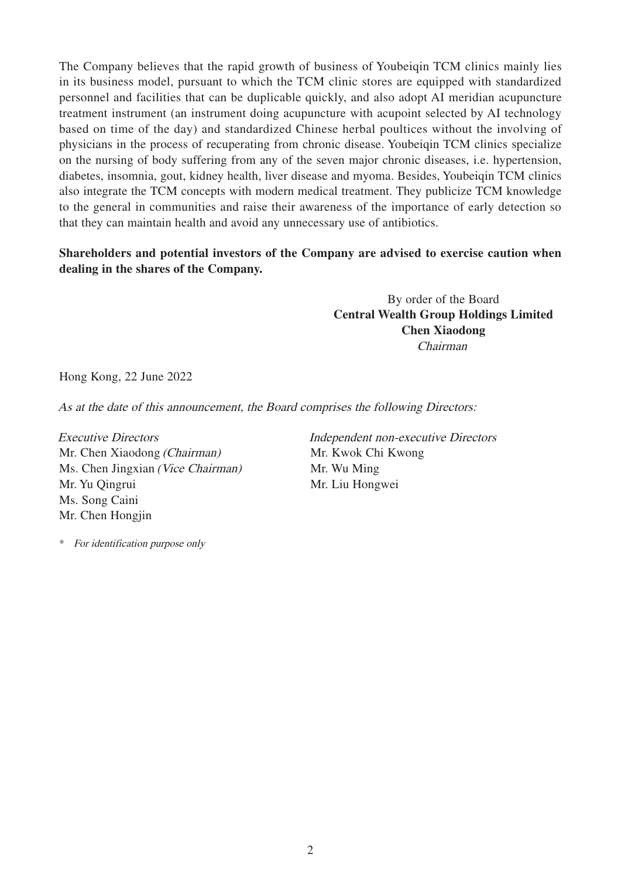The Company believes that the rapid growth of business of Youbeiqin TCM clinics mainly lies in its business model, pursuant to which the TCM clinic stores are equipped with standardized personnel and facilities that can be duplicable quickly, and also adopt AI meridian acupuncture treatment instrument (an instrument doing acupuncture with acupoint selected by AI technology based on time of the day) and standardized Chinese herbal poultices without the involving of physicians in the process of recuperating from chronic disease. Youbeiqin TCM clinics specialize on the nursing of body suffering from any of the seven major chronic diseases, i.e. hypertension, diabetes, insomnia, gout, kidney health, liver disease and myoma. Besides, Youbeiqin TCM clinics also integrate the TCM concepts with modern medical treatment. They publicize TCM knowledge to the general in communities and raise their awareness of the importance of early detection so that they can maintain health and avoid any unnecessary use of antibiotics.

**Shareholders and potential investors of the Company are advised to exercise caution when dealing in the shares of the Company.**

By order of the Board
**Central Wealth Group Holdings Limited**
**Chen Xiaodong**
*Chairman*

Hong Kong, 22 June 2022

*As at the date of this announcement, the Board comprises the following Directors:*

*Executive Directors*
Mr. Chen Xiaodong *(Chairman)*
Ms. Chen Jingxian *(Vice Chairman)*
Mr. Yu Qingrui
Ms. Song Caini
Mr. Chen Hongjin

*Independent non-executive Directors*
Mr. Kwok Chi Kwong
Mr. Wu Ming
Mr. Liu Hongwei

\* *For identification purpose only*